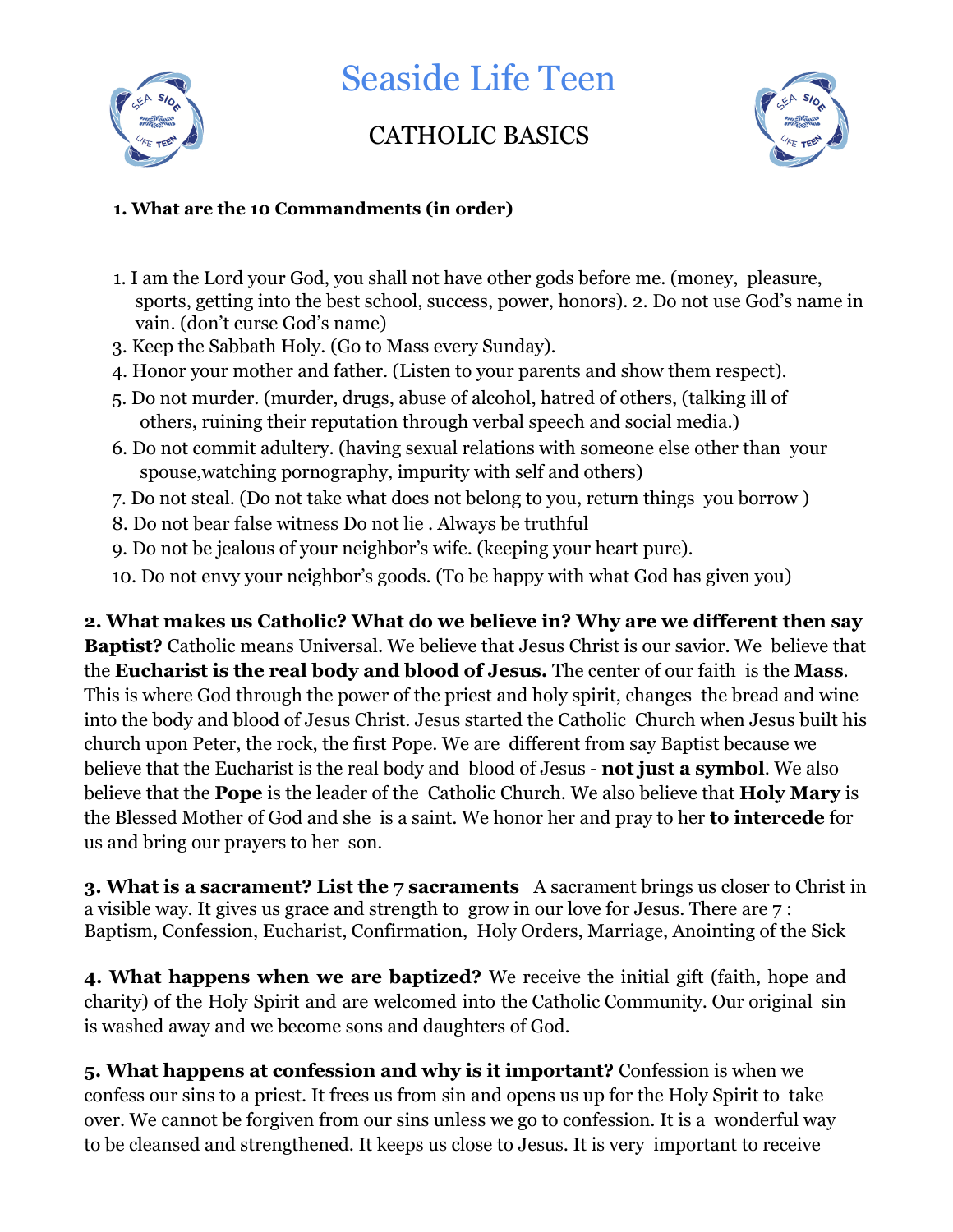# Seaside Life Teen

## CATHOLIC BASICS

**1. What are the 10 Commandments (in order)**

1. I am the Lord your God, you shall not have other gods before me. (money, pleasure, sports, getting into the best school, success, power, honors). 2. Do not use God's name in vain. (don't curse God's name)
3. Keep the Sabbath Holy. (Go to Mass every Sunday).
4. Honor your mother and father. (Listen to your parents and show them respect).
5. Do not murder. (murder, drugs, abuse of alcohol, hatred of others, (talking ill of others, ruining their reputation through verbal speech and social media.)
6. Do not commit adultery. (having sexual relations with someone else other than your spouse,watching pornography, impurity with self and others)
7. Do not steal. (Do not take what does not belong to you, return things you borrow )
8. Do not bear false witness Do not lie . Always be truthful
9. Do not be jealous of your neighbor's wife. (keeping your heart pure).
10. Do not envy your neighbor's goods. (To be happy with what God has given you)

**2. What makes us Catholic? What do we believe in? Why are we different then say Baptist?** Catholic means Universal. We believe that Jesus Christ is our savior. We believe that the **Eucharist is the real body and blood of Jesus.** The center of our faith is the **Mass**. This is where God through the power of the priest and holy spirit, changes the bread and wine into the body and blood of Jesus Christ. Jesus started the Catholic Church when Jesus built his church upon Peter, the rock, the first Pope. We are different from say Baptist because we believe that the Eucharist is the real body and blood of Jesus - **not just a symbol**. We also believe that the **Pope** is the leader of the Catholic Church. We also believe that **Holy Mary** is the Blessed Mother of God and she is a saint. We honor her and pray to her **to intercede** for us and bring our prayers to her son.

**3. What is a sacrament? List the 7 sacraments** A sacrament brings us closer to Christ in a visible way. It gives us grace and strength to grow in our love for Jesus. There are 7 : Baptism, Confession, Eucharist, Confirmation, Holy Orders, Marriage, Anointing of the Sick

**4. What happens when we are baptized?** We receive the initial gift (faith, hope and charity) of the Holy Spirit and are welcomed into the Catholic Community. Our original sin is washed away and we become sons and daughters of God.

**5. What happens at confession and why is it important?** Confession is when we confess our sins to a priest. It frees us from sin and opens us up for the Holy Spirit to take over. We cannot be forgiven from our sins unless we go to confession. It is a wonderful way to be cleansed and strengthened. It keeps us close to Jesus. It is very important to receive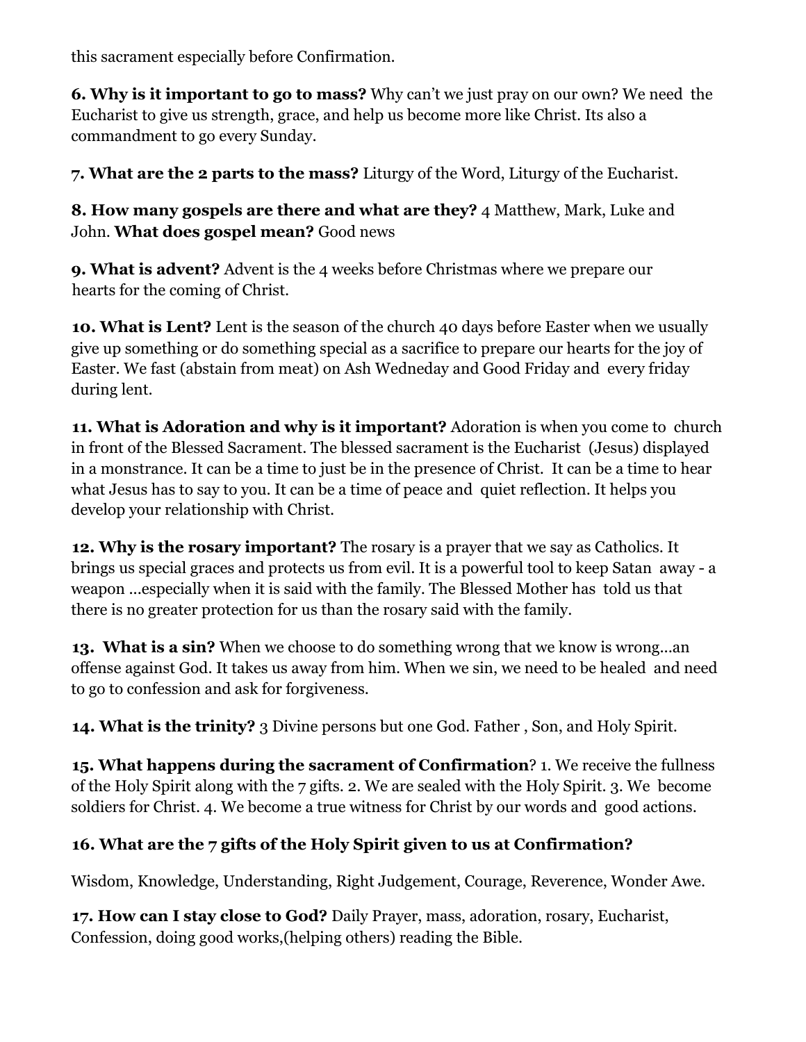this sacrament especially before Confirmation.

**6. Why is it important to go to mass?** Why can't we just pray on our own? We need the Eucharist to give us strength, grace, and help us become more like Christ. Its also a commandment to go every Sunday.

**7. What are the 2 parts to the mass?** Liturgy of the Word, Liturgy of the Eucharist.

**8. How many gospels are there and what are they?** 4 Matthew, Mark, Luke and John. **What does gospel mean?** Good news

**9. What is advent?** Advent is the 4 weeks before Christmas where we prepare our hearts for the coming of Christ.

**10. What is Lent?** Lent is the season of the church 40 days before Easter when we usually give up something or do something special as a sacrifice to prepare our hearts for the joy of Easter. We fast (abstain from meat) on Ash Wedneday and Good Friday and every friday during lent.

**11. What is Adoration and why is it important?** Adoration is when you come to church in front of the Blessed Sacrament. The blessed sacrament is the Eucharist (Jesus) displayed in a monstrance. It can be a time to just be in the presence of Christ. It can be a time to hear what Jesus has to say to you. It can be a time of peace and quiet reflection. It helps you develop your relationship with Christ.

**12. Why is the rosary important?** The rosary is a prayer that we say as Catholics. It brings us special graces and protects us from evil. It is a powerful tool to keep Satan away - a weapon ...especially when it is said with the family. The Blessed Mother has told us that there is no greater protection for us than the rosary said with the family.

**13. What is a sin?** When we choose to do something wrong that we know is wrong...an offense against God. It takes us away from him. When we sin, we need to be healed and need to go to confession and ask for forgiveness.

**14. What is the trinity?** 3 Divine persons but one God. Father , Son, and Holy Spirit.

**15. What happens during the sacrament of Confirmation**? 1. We receive the fullness of the Holy Spirit along with the 7 gifts. 2. We are sealed with the Holy Spirit. 3. We become soldiers for Christ. 4. We become a true witness for Christ by our words and good actions.

**16. What are the 7 gifts of the Holy Spirit given to us at Confirmation?**

Wisdom, Knowledge, Understanding, Right Judgement, Courage, Reverence, Wonder Awe.

**17. How can I stay close to God?** Daily Prayer, mass, adoration, rosary, Eucharist, Confession, doing good works,(helping others) reading the Bible.